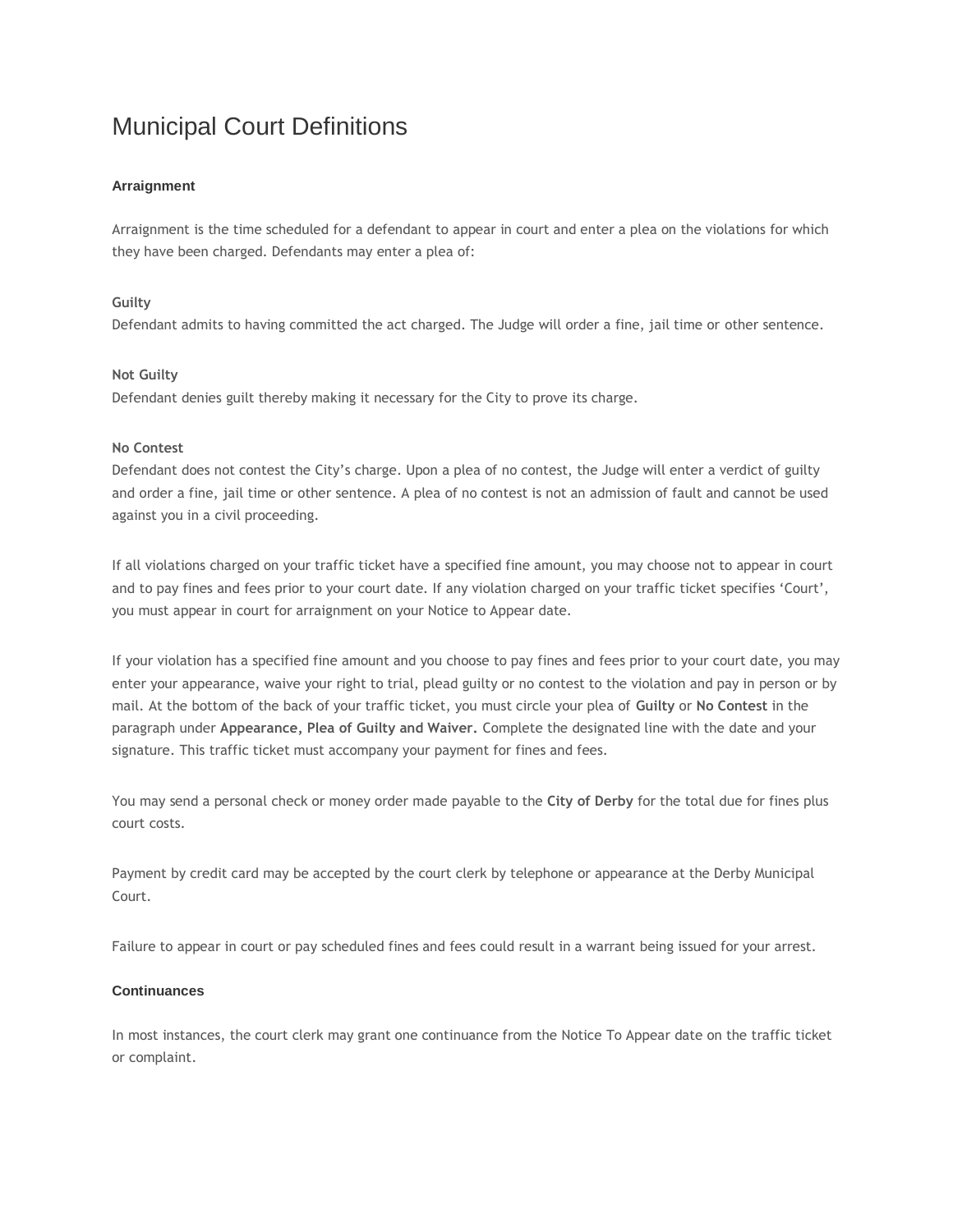# Municipal Court Definitions

### Arraignment

Arraignment is the time scheduled for a defendant to appear in court and enter a plea on the violations for which they have been charged. Defendants may enter a plea of:

**Guilty**
Defendant admits to having committed the act charged. The Judge will order a fine, jail time or other sentence.

**Not Guilty**
Defendant denies guilt thereby making it necessary for the City to prove its charge.

**No Contest**
Defendant does not contest the City's charge. Upon a plea of no contest, the Judge will enter a verdict of guilty and order a fine, jail time or other sentence. A plea of no contest is not an admission of fault and cannot be used against you in a civil proceeding.

If all violations charged on your traffic ticket have a specified fine amount, you may choose not to appear in court and to pay fines and fees prior to your court date. If any violation charged on your traffic ticket specifies 'Court', you must appear in court for arraignment on your Notice to Appear date.

If your violation has a specified fine amount and you choose to pay fines and fees prior to your court date, you may enter your appearance, waive your right to trial, plead guilty or no contest to the violation and pay in person or by mail. At the bottom of the back of your traffic ticket, you must circle your plea of **Guilty** or **No Contest** in the paragraph under **Appearance, Plea of Guilty and Waiver.** Complete the designated line with the date and your signature. This traffic ticket must accompany your payment for fines and fees.

You may send a personal check or money order made payable to the **City of Derby** for the total due for fines plus court costs.

Payment by credit card may be accepted by the court clerk by telephone or appearance at the Derby Municipal Court.

Failure to appear in court or pay scheduled fines and fees could result in a warrant being issued for your arrest.

### Continuances

In most instances, the court clerk may grant one continuance from the Notice To Appear date on the traffic ticket or complaint.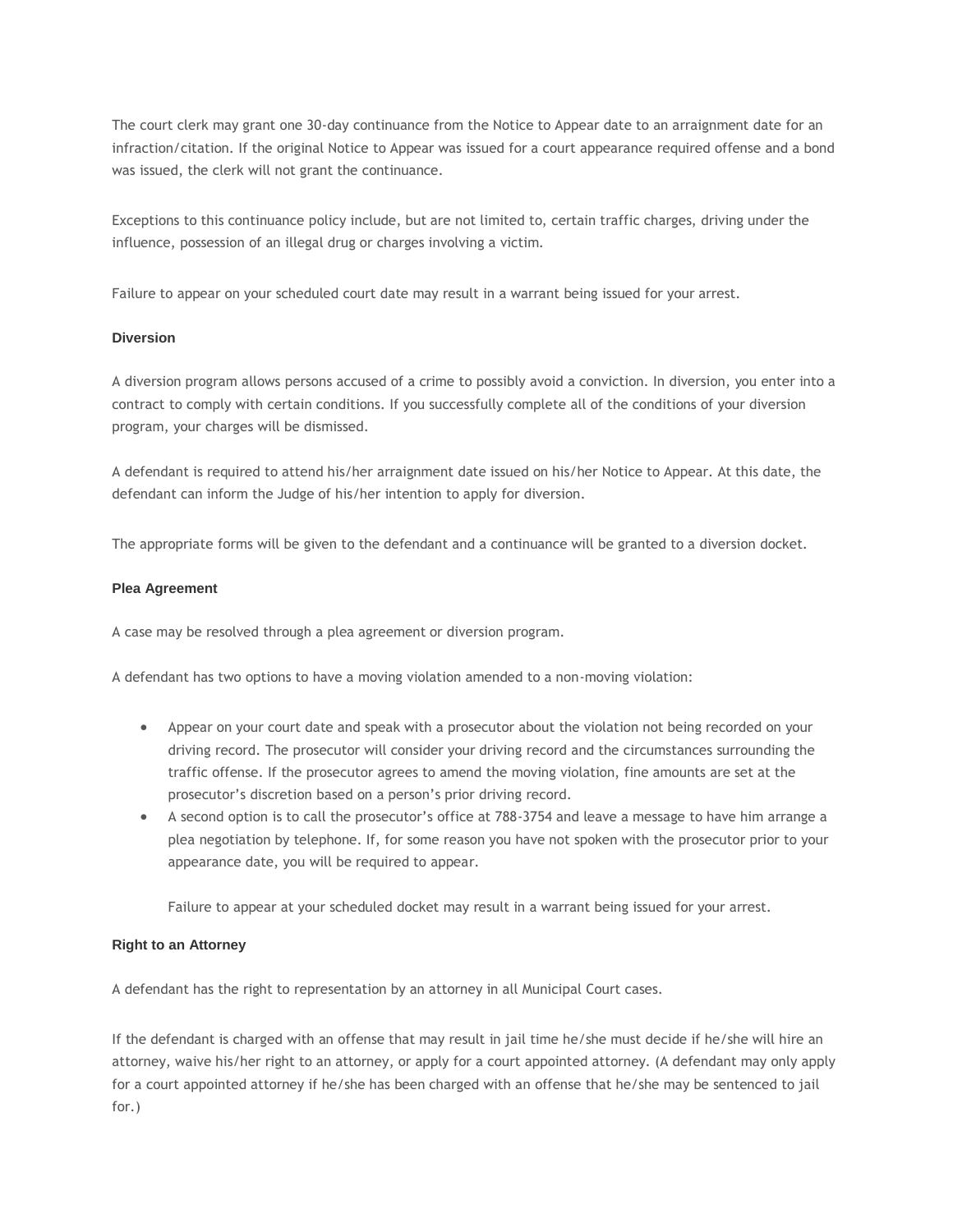The court clerk may grant one 30-day continuance from the Notice to Appear date to an arraignment date for an infraction/citation. If the original Notice to Appear was issued for a court appearance required offense and a bond was issued, the clerk will not grant the continuance.

Exceptions to this continuance policy include, but are not limited to, certain traffic charges, driving under the influence, possession of an illegal drug or charges involving a victim.

Failure to appear on your scheduled court date may result in a warrant being issued for your arrest.

**Diversion**

A diversion program allows persons accused of a crime to possibly avoid a conviction. In diversion, you enter into a contract to comply with certain conditions. If you successfully complete all of the conditions of your diversion program, your charges will be dismissed.

A defendant is required to attend his/her arraignment date issued on his/her Notice to Appear. At this date, the defendant can inform the Judge of his/her intention to apply for diversion.

The appropriate forms will be given to the defendant and a continuance will be granted to a diversion docket.

**Plea Agreement**

A case may be resolved through a plea agreement or diversion program.

A defendant has two options to have a moving violation amended to a non-moving violation:

- Appear on your court date and speak with a prosecutor about the violation not being recorded on your driving record. The prosecutor will consider your driving record and the circumstances surrounding the traffic offense. If the prosecutor agrees to amend the moving violation, fine amounts are set at the prosecutor's discretion based on a person's prior driving record.
- A second option is to call the prosecutor's office at 788-3754 and leave a message to have him arrange a plea negotiation by telephone. If, for some reason you have not spoken with the prosecutor prior to your appearance date, you will be required to appear.

  Failure to appear at your scheduled docket may result in a warrant being issued for your arrest.

**Right to an Attorney**

A defendant has the right to representation by an attorney in all Municipal Court cases.

If the defendant is charged with an offense that may result in jail time he/she must decide if he/she will hire an attorney, waive his/her right to an attorney, or apply for a court appointed attorney. (A defendant may only apply for a court appointed attorney if he/she has been charged with an offense that he/she may be sentenced to jail for.)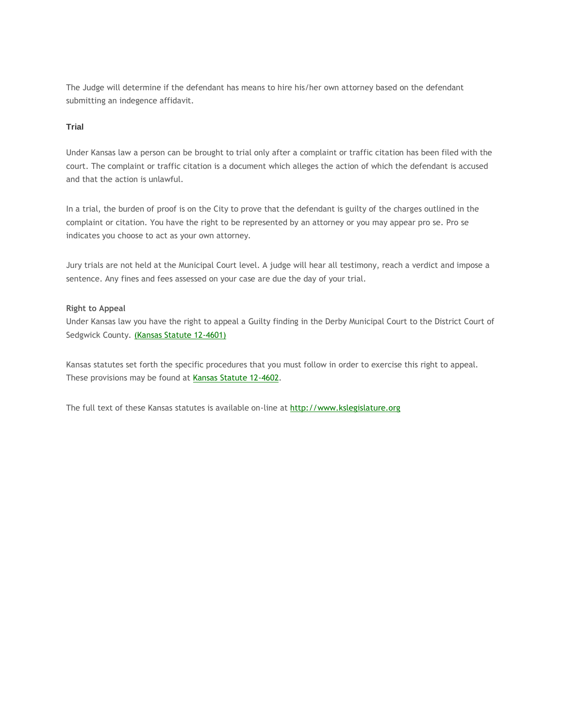The Judge will determine if the defendant has means to hire his/her own attorney based on the defendant submitting an indegence affidavit.

**Trial**

Under Kansas law a person can be brought to trial only after a complaint or traffic citation has been filed with the court. The complaint or traffic citation is a document which alleges the action of which the defendant is accused and that the action is unlawful.

In a trial, the burden of proof is on the City to prove that the defendant is guilty of the charges outlined in the complaint or citation. You have the right to be represented by an attorney or you may appear pro se. Pro se indicates you choose to act as your own attorney.

Jury trials are not held at the Municipal Court level. A judge will hear all testimony, reach a verdict and impose a sentence. Any fines and fees assessed on your case are due the day of your trial.

**Right to Appeal**

Under Kansas law you have the right to appeal a Guilty finding in the Derby Municipal Court to the District Court of Sedgwick County. (Kansas Statute 12-4601)

Kansas statutes set forth the specific procedures that you must follow in order to exercise this right to appeal. These provisions may be found at Kansas Statute 12-4602.

The full text of these Kansas statutes is available on-line at http://www.kslegislature.org